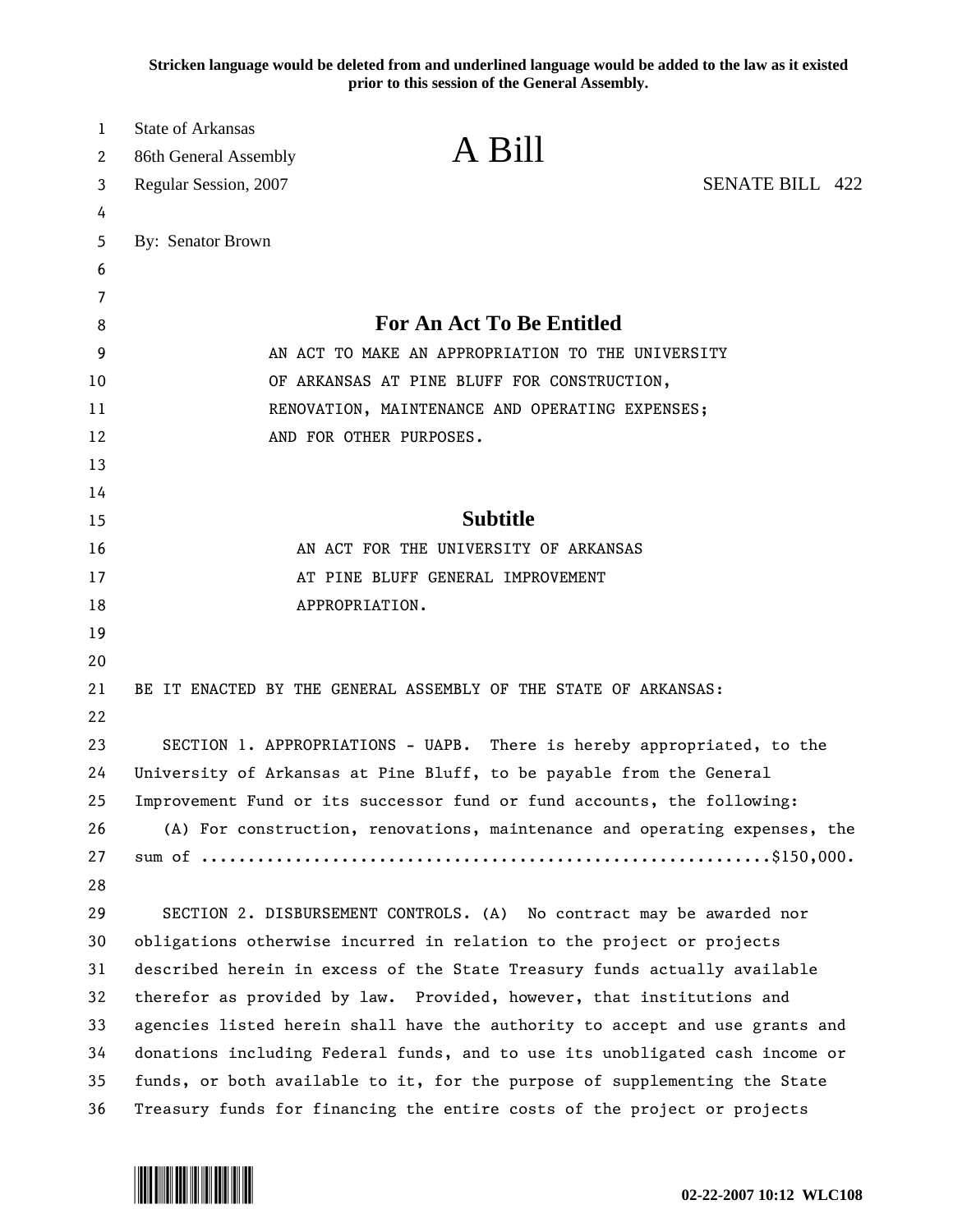Stricken language would be deleted from and underlined language would be added to the law as it existed prior to this session of the General Assembly.

State of Arkansas
86th General Assembly
Regular Session, 2007

# A Bill

SENATE BILL 422

By: Senator Brown

## For An Act To Be Entitled

AN ACT TO MAKE AN APPROPRIATION TO THE UNIVERSITY OF ARKANSAS AT PINE BLUFF FOR CONSTRUCTION, RENOVATION, MAINTENANCE AND OPERATING EXPENSES; AND FOR OTHER PURPOSES.

## Subtitle

AN ACT FOR THE UNIVERSITY OF ARKANSAS AT PINE BLUFF GENERAL IMPROVEMENT APPROPRIATION.

BE IT ENACTED BY THE GENERAL ASSEMBLY OF THE STATE OF ARKANSAS:

SECTION 1. APPROPRIATIONS - UAPB. There is hereby appropriated, to the University of Arkansas at Pine Bluff, to be payable from the General Improvement Fund or its successor fund or fund accounts, the following:

(A) For construction, renovations, maintenance and operating expenses, the sum of ............................................................$150,000.

SECTION 2. DISBURSEMENT CONTROLS. (A) No contract may be awarded nor obligations otherwise incurred in relation to the project or projects described herein in excess of the State Treasury funds actually available therefor as provided by law. Provided, however, that institutions and agencies listed herein shall have the authority to accept and use grants and donations including Federal funds, and to use its unobligated cash income or funds, or both available to it, for the purpose of supplementing the State Treasury funds for financing the entire costs of the project or projects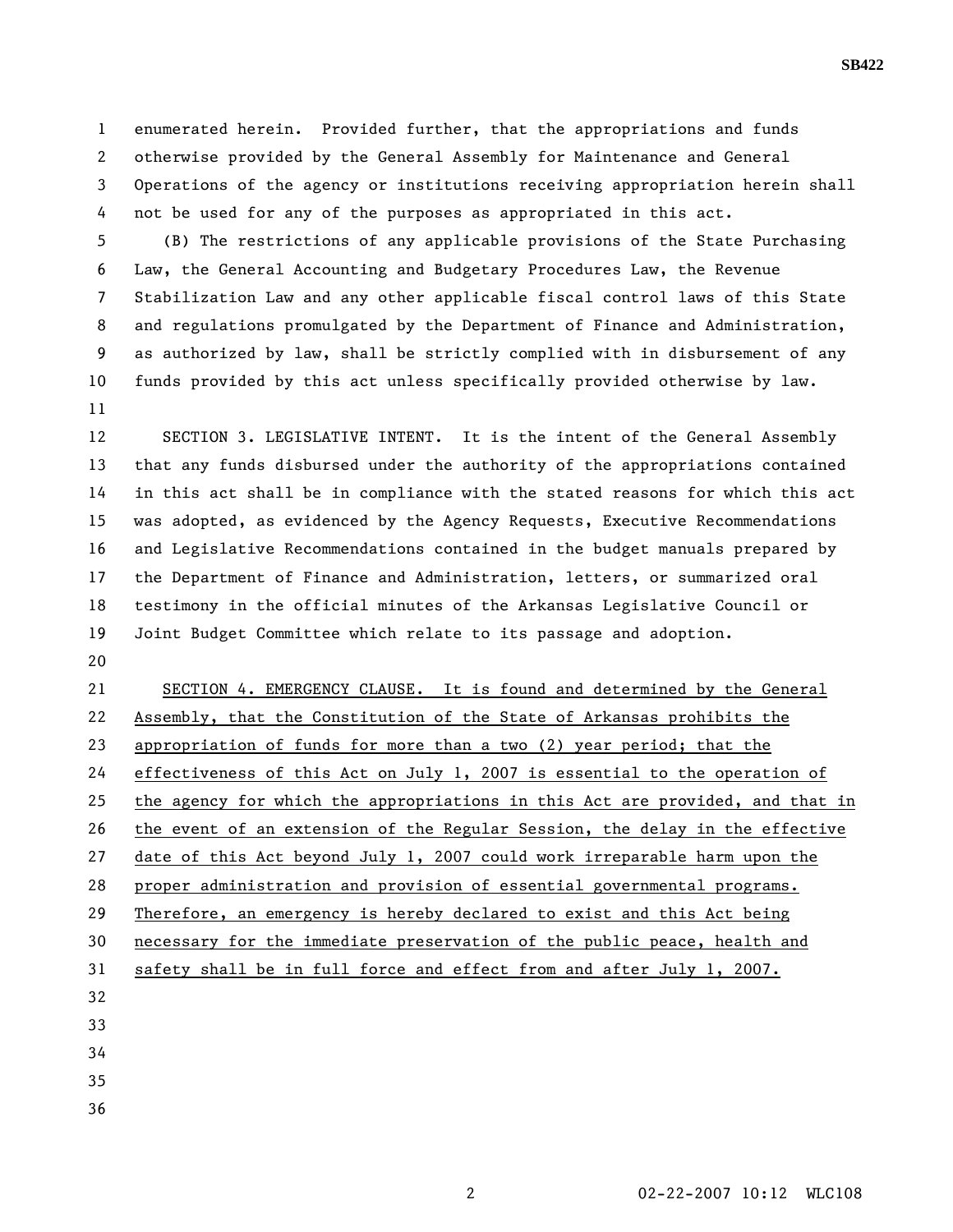enumerated herein. Provided further, that the appropriations and funds otherwise provided by the General Assembly for Maintenance and General Operations of the agency or institutions receiving appropriation herein shall not be used for any of the purposes as appropriated in this act.

(B) The restrictions of any applicable provisions of the State Purchasing Law, the General Accounting and Budgetary Procedures Law, the Revenue Stabilization Law and any other applicable fiscal control laws of this State and regulations promulgated by the Department of Finance and Administration, as authorized by law, shall be strictly complied with in disbursement of any funds provided by this act unless specifically provided otherwise by law.

SECTION 3. LEGISLATIVE INTENT. It is the intent of the General Assembly that any funds disbursed under the authority of the appropriations contained in this act shall be in compliance with the stated reasons for which this act was adopted, as evidenced by the Agency Requests, Executive Recommendations and Legislative Recommendations contained in the budget manuals prepared by the Department of Finance and Administration, letters, or summarized oral testimony in the official minutes of the Arkansas Legislative Council or Joint Budget Committee which relate to its passage and adoption.

SECTION 4. EMERGENCY CLAUSE. It is found and determined by the General Assembly, that the Constitution of the State of Arkansas prohibits the appropriation of funds for more than a two (2) year period; that the effectiveness of this Act on July 1, 2007 is essential to the operation of the agency for which the appropriations in this Act are provided, and that in the event of an extension of the Regular Session, the delay in the effective date of this Act beyond July 1, 2007 could work irreparable harm upon the proper administration and provision of essential governmental programs. Therefore, an emergency is hereby declared to exist and this Act being necessary for the immediate preservation of the public peace, health and safety shall be in full force and effect from and after July 1, 2007.